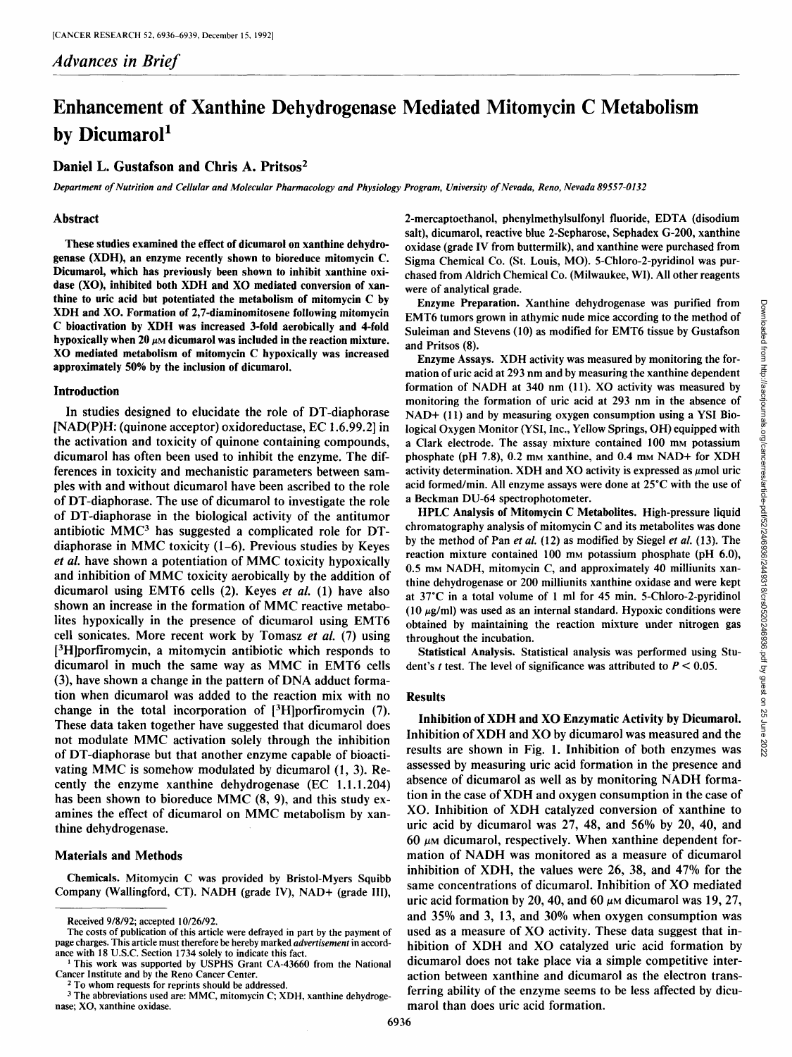*Advances in Brief*

# Enhancement of Xanthine Dehydrogenase Mediated Mitomycin C Metabolism by Dicumarol[1]

**Daniel L. Gustafson and Chris A. Pritsos[2]**

*Department of Nutrition and Cellular and Molecular Pharmacology and Physiology Program, University of Nevada, Reno, Nevada 89557-0132*

## Abstract

These studies examined the effect of dicumarol on xanthine dehydrogenase (XDH), an enzyme recently shown to bioreduce mitomycin C. Dicumarol, which has previously been shown to inhibit xanthine oxidase (XO), inhibited both XDH and XO mediated conversion of xanthine to uric acid but potentiated the metabolism of mitomycin C by XDH and XO. Formation of 2,7-diaminomitosene following mitomycin C bioactivation by XDH was increased 3-fold aerobically and 4-fold hypoxically when 20 μM dicumarol was included in the reaction mixture. XO mediated metabolism of mitomycin C hypoxically was increased approximately 50% by the inclusion of dicumarol.

## Introduction

In studies designed to elucidate the role of DT-diaphorase [NAD(P)H: (quinone acceptor) oxidoreductase, EC 1.6.99.2] in the activation and toxicity of quinone containing compounds, dicumarol has often been used to inhibit the enzyme. The differences in toxicity and mechanistic parameters between samples with and without dicumarol have been ascribed to the role of DT-diaphorase. The use of dicumarol to investigate the role of DT-diaphorase in the biological activity of the antitumor antibiotic MMC[3] has suggested a complicated role for DT-diaphorase in MMC toxicity (1–6). Previous studies by Keyes *et al.* have shown a potentiation of MMC toxicity hypoxically and inhibition of MMC toxicity aerobically by the addition of dicumarol using EMT6 cells (2). Keyes *et al.* (1) have also shown an increase in the formation of MMC reactive metabolites hypoxically in the presence of dicumarol using EMT6 cell sonicates. More recent work by Tomasz *et al.* (7) using [$^3$H]porfiromycin, a mitomycin antibiotic which responds to dicumarol in much the same way as MMC in EMT6 cells (3), have shown a change in the pattern of DNA adduct formation when dicumarol was added to the reaction mix with no change in the total incorporation of [$^3$H]porfiromycin (7). These data taken together have suggested that dicumarol does not modulate MMC activation solely through the inhibition of DT-diaphorase but that another enzyme capable of bioactivating MMC is somehow modulated by dicumarol (1, 3). Recently the enzyme xanthine dehydrogenase (EC 1.1.1.204) has been shown to bioreduce MMC (8, 9), and this study examines the effect of dicumarol on MMC metabolism by xanthine dehydrogenase.

## Materials and Methods

**Chemicals.** Mitomycin C was provided by Bristol-Myers Squibb Company (Wallingford, CT). NADH (grade IV), NAD+ (grade III), 2-mercaptoethanol, phenylmethylsulfonyl fluoride, EDTA (disodium salt), dicumarol, reactive blue 2-Sepharose, Sephadex G-200, xanthine oxidase (grade IV from buttermilk), and xanthine were purchased from Sigma Chemical Co. (St. Louis, MO). 5-Chloro-2-pyridinol was purchased from Aldrich Chemical Co. (Milwaukee, WI). All other reagents were of analytical grade.

**Enzyme Preparation.** Xanthine dehydrogenase was purified from EMT6 tumors grown in athymic nude mice according to the method of Suleiman and Stevens (10) as modified for EMT6 tissue by Gustafson and Pritsos (8).

**Enzyme Assays.** XDH activity was measured by monitoring the formation of uric acid at 293 nm and by measuring the xanthine dependent formation of NADH at 340 nm (11). XO activity was measured by monitoring the formation of uric acid at 293 nm in the absence of NAD+ (11) and by measuring oxygen consumption using a YSI Biological Oxygen Monitor (YSI, Inc., Yellow Springs, OH) equipped with a Clark electrode. The assay mixture contained 100 mM potassium phosphate (pH 7.8), 0.2 mM xanthine, and 0.4 mM NAD+ for XDH activity determination. XDH and XO activity is expressed as μmol uric acid formed/min. All enzyme assays were done at 25°C with the use of a Beckman DU-64 spectrophotometer.

**HPLC Analysis of Mitomycin C Metabolites.** High-pressure liquid chromatography analysis of mitomycin C and its metabolites was done by the method of Pan *et al.* (12) as modified by Siegel *et al.* (13). The reaction mixture contained 100 mM potassium phosphate (pH 6.0), 0.5 mM NADH, mitomycin C, and approximately 40 milliunits xanthine dehydrogenase or 200 milliunits xanthine oxidase and were kept at 37°C in a total volume of 1 ml for 45 min. 5-Chloro-2-pyridinol (10 μg/ml) was used as an internal standard. Hypoxic conditions were obtained by maintaining the reaction mixture under nitrogen gas throughout the incubation.

**Statistical Analysis.** Statistical analysis was performed using Student's *t* test. The level of significance was attributed to $P < 0.05$.

## Results

**Inhibition of XDH and XO Enzymatic Activity by Dicumarol.** Inhibition of XDH and XO by dicumarol was measured and the results are shown in Fig. 1. Inhibition of both enzymes was assessed by measuring uric acid formation in the presence and absence of dicumarol as well as by monitoring NADH formation in the case of XDH and oxygen consumption in the case of XO. Inhibition of XDH catalyzed conversion of xanthine to uric acid by dicumarol was 27, 48, and 56% by 20, 40, and 60 μM dicumarol, respectively. When xanthine dependent formation of NADH was monitored as a measure of dicumarol inhibition of XDH, the values were 26, 38, and 47% for the same concentrations of dicumarol. Inhibition of XO mediated uric acid formation by 20, 40, and 60 μM dicumarol was 19, 27, and 35% and 3, 13, and 30% when oxygen consumption was used as a measure of XO activity. These data suggest that inhibition of XDH and XO catalyzed uric acid formation by dicumarol does not take place via a simple competitive interaction between xanthine and dicumarol as the electron transferring ability of the enzyme seems to be less affected by dicumarol than does uric acid formation.

---

Received 9/8/92; accepted 10/26/92.

The costs of publication of this article were defrayed in part by the payment of page charges. This article must therefore be hereby marked *advertisement* in accordance with 18 U.S.C. Section 1734 solely to indicate this fact.

[1] This work was supported by USPHS Grant CA-43660 from the National Cancer Institute and by the Reno Cancer Center.

[2] To whom requests for reprints should be addressed.

[3] The abbreviations used are: MMC, mitomycin C; XDH, xanthine dehydrogenase; XO, xanthine oxidase.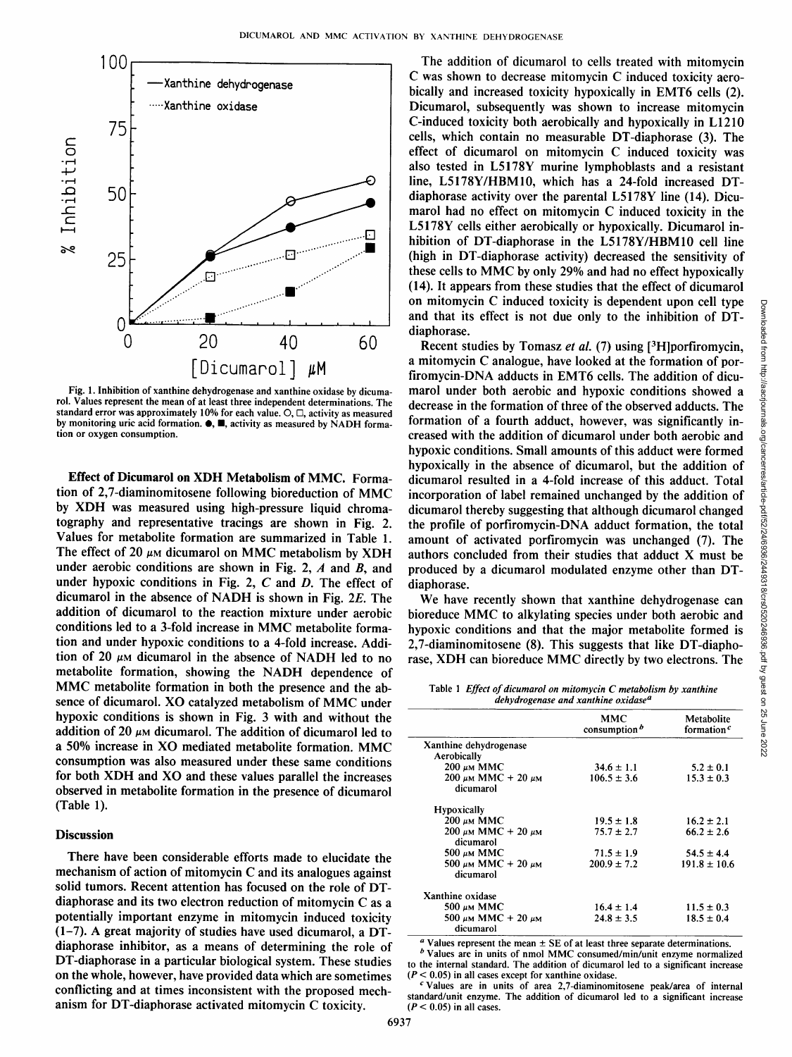Fig. 1. Inhibition of xanthine dehydrogenase and xanthine oxidase by dicumarol. Values represent the mean of at least three independent determinations. The standard error was approximately 10% for each value. ○, □, activity as measured by monitoring uric acid formation. ●, ■, activity as measured by NADH formation or oxygen consumption.

**Effect of Dicumarol on XDH Metabolism of MMC.** Formation of 2,7-diaminomitosene following bioreduction of MMC by XDH was measured using high-pressure liquid chromatography and representative tracings are shown in Fig. 2. Values for metabolite formation are summarized in Table 1. The effect of 20 $\mu$M dicumarol on MMC metabolism by XDH under aerobic conditions are shown in Fig. 2, *A* and *B*, and under hypoxic conditions in Fig. 2, *C* and *D*. The effect of dicumarol in the absence of NADH is shown in Fig. 2*E*. The addition of dicumarol to the reaction mixture under aerobic conditions led to a 3-fold increase in MMC metabolite formation and under hypoxic conditions to a 4-fold increase. Addition of 20 $\mu$M dicumarol in the absence of NADH led to no metabolite formation, showing the NADH dependence of MMC metabolite formation in both the presence and the absence of dicumarol. XO catalyzed metabolism of MMC under hypoxic conditions is shown in Fig. 3 with and without the addition of 20 $\mu$M dicumarol. The addition of dicumarol led to a 50% increase in XO mediated metabolite formation. MMC consumption was also measured under these same conditions for both XDH and XO and these values parallel the increases observed in metabolite formation in the presence of dicumarol (Table 1).

## Discussion

There have been considerable efforts made to elucidate the mechanism of action of mitomycin C and its analogues against solid tumors. Recent attention has focused on the role of DT-diaphorase and its two electron reduction of mitomycin C as a potentially important enzyme in mitomycin induced toxicity (1–7). A great majority of studies have used dicumarol, a DT-diaphorase inhibitor, as a means of determining the role of DT-diaphorase in a particular biological system. These studies on the whole, however, have provided data which are sometimes conflicting and at times inconsistent with the proposed mechanism for DT-diaphorase activated mitomycin C toxicity.

The addition of dicumarol to cells treated with mitomycin C was shown to decrease mitomycin C induced toxicity aerobically and increased toxicity hypoxically in EMT6 cells (2). Dicumarol, subsequently was shown to increase mitomycin C-induced toxicity both aerobically and hypoxically in L1210 cells, which contain no measurable DT-diaphorase (3). The effect of dicumarol on mitomycin C induced toxicity was also tested in L5178Y murine lymphoblasts and a resistant line, L5178Y/HBM10, which has a 24-fold increased DT-diaphorase activity over the parental L5178Y line (14). Dicumarol had no effect on mitomycin C induced toxicity in the L5178Y cells either aerobically or hypoxically. Dicumarol inhibition of DT-diaphorase in the L5178Y/HBM10 cell line (high in DT-diaphorase activity) decreased the sensitivity of these cells to MMC by only 29% and had no effect hypoxically (14). It appears from these studies that the effect of dicumarol on mitomycin C induced toxicity is dependent upon cell type and that its effect is not due only to the inhibition of DT-diaphorase.

Recent studies by Tomasz *et al.* (7) using [$^3$H]porfiromycin, a mitomycin C analogue, have looked at the formation of porfiromycin-DNA adducts in EMT6 cells. The addition of dicumarol under both aerobic and hypoxic conditions showed a decrease in the formation of three of the observed adducts. The formation of a fourth adduct, however, was significantly increased with the addition of dicumarol under both aerobic and hypoxic conditions. Small amounts of this adduct were formed hypoxically in the absence of dicumarol, but the addition of dicumarol resulted in a 4-fold increase of this adduct. Total incorporation of label remained unchanged by the addition of dicumarol thereby suggesting that although dicumarol changed the profile of porfiromycin-DNA adduct formation, the total amount of activated porfiromycin was unchanged (7). The authors concluded from their studies that adduct X must be produced by a dicumarol modulated enzyme other than DT-diaphorase.

We have recently shown that xanthine dehydrogenase can bioreduce MMC to alkylating species under both aerobic and hypoxic conditions and that the major metabolite formed is 2,7-diaminomitosene (8). This suggests that like DT-diaphorase, XDH can bioreduce MMC directly by two electrons. The

Table 1 *Effect of dicumarol on mitomycin C metabolism by xanthine dehydrogenase and xanthine oxidase*[a]

| | MMC consumption[b] | Metabolite formation[c] |
|---|---|---|
| Xanthine dehydrogenase | | |
| Aerobically | | |
| 200 $\mu$M MMC | 34.6 ± 1.1 | 5.2 ± 0.1 |
| 200 $\mu$M MMC + 20 $\mu$M dicumarol | 106.5 ± 3.6 | 15.3 ± 0.3 |
| Hypoxically | | |
| 200 $\mu$M MMC | 19.5 ± 1.8 | 16.2 ± 2.1 |
| 200 $\mu$M MMC + 20 $\mu$M dicumarol | 75.7 ± 2.7 | 66.2 ± 2.6 |
| 500 $\mu$M MMC | 71.5 ± 1.9 | 54.5 ± 4.4 |
| 500 $\mu$M MMC + 20 $\mu$M dicumarol | 200.9 ± 7.2 | 191.8 ± 10.6 |
| Xanthine oxidase | | |
| 500 $\mu$M MMC | 16.4 ± 1.4 | 11.5 ± 0.3 |
| 500 $\mu$M MMC + 20 $\mu$M dicumarol | 24.8 ± 3.5 | 18.5 ± 0.4 |

[a] Values represent the mean ± SE of at least three separate determinations.
[b] Values are in units of nmol MMC consumed/min/unit enzyme normalized to the internal standard. The addition of dicumarol led to a significant increase ($P < 0.05$) in all cases except for xanthine oxidase.
[c] Values are in units of area 2,7-diaminomitosene peak/area of internal standard/unit enzyme. The addition of dicumarol led to a significant increase ($P < 0.05$) in all cases.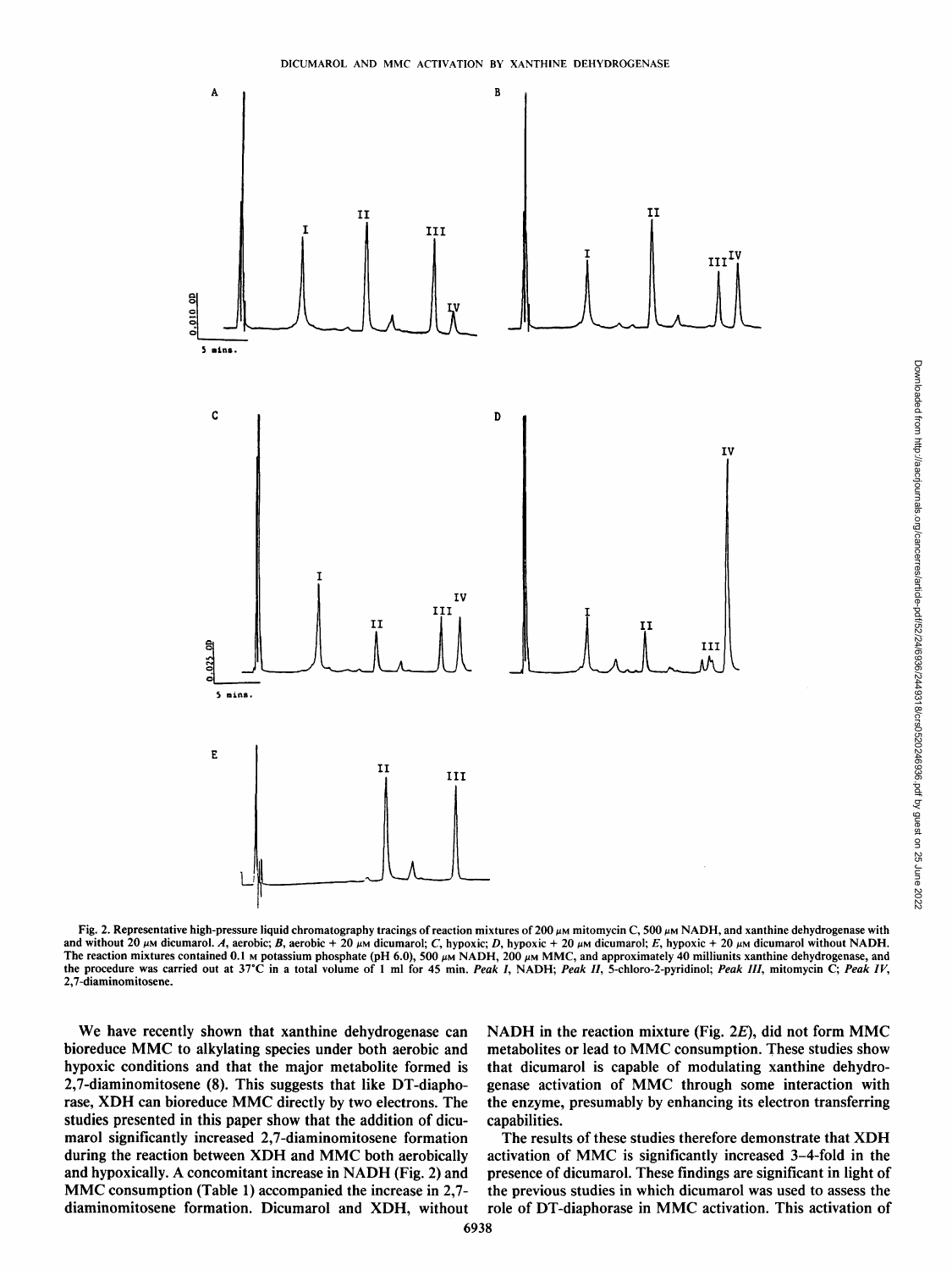Fig. 2. Representative high-pressure liquid chromatography tracings of reaction mixtures of 200 μM mitomycin C, 500 μM NADH, and xanthine dehydrogenase with and without 20 μM dicumarol. *A*, aerobic; *B*, aerobic + 20 μM dicumarol; *C*, hypoxic; *D*, hypoxic + 20 μM dicumarol; *E*, hypoxic + 20 μM dicumarol without NADH. The reaction mixtures contained 0.1 M potassium phosphate (pH 6.0), 500 μM NADH, 200 μM MMC, and approximately 40 milliunits xanthine dehydrogenase, and the procedure was carried out at 37°C in a total volume of 1 ml for 45 min. *Peak I*, NADH; *Peak II*, 5-chloro-2-pyridinol; *Peak III*, mitomycin C; *Peak IV*, 2,7-diaminomitosene.

We have recently shown that xanthine dehydrogenase can bioreduce MMC to alkylating species under both aerobic and hypoxic conditions and that the major metabolite formed is 2,7-diaminomitosene (8). This suggests that like DT-diaphorase, XDH can bioreduce MMC directly by two electrons. The studies presented in this paper show that the addition of dicumarol significantly increased 2,7-diaminomitosene formation during the reaction between XDH and MMC both aerobically and hypoxically. A concomitant increase in NADH (Fig. 2) and MMC consumption (Table 1) accompanied the increase in 2,7-diaminomitosene formation. Dicumarol and XDH, without NADH in the reaction mixture (Fig. 2*E*), did not form MMC metabolites or lead to MMC consumption. These studies show that dicumarol is capable of modulating xanthine dehydrogenase activation of MMC through some interaction with the enzyme, presumably by enhancing its electron transferring capabilities.

The results of these studies therefore demonstrate that XDH activation of MMC is significantly increased 3–4-fold in the presence of dicumarol. These findings are significant in light of the previous studies in which dicumarol was used to assess the role of DT-diaphorase in MMC activation. This activation of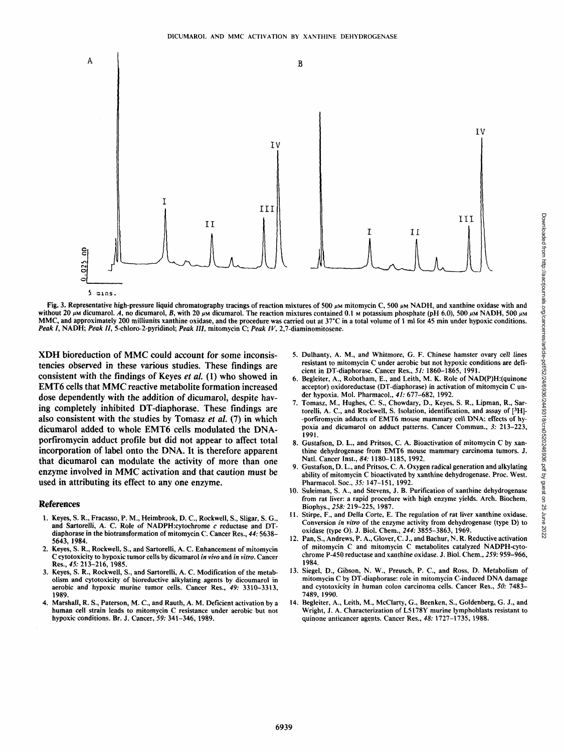A

B

IV

IV

I

III

III

II

I

II

0.025 OD

5 mins.

Fig. 3. Representative high-pressure liquid chromatography tracings of reaction mixtures of 500 μM mitomycin C, 500 μM NADH, and xanthine oxidase with and without 20 μM dicumarol. *A*, no dicumarol, *B*, with 20 μM dicumarol. The reaction mixtures contained 0.1 M potassium phosphate (pH 6.0), 500 μM NADH, 500 μM MMC, and approximately 200 milliunits xanthine oxidase, and the procedure was carried out at 37°C in a total volume of 1 ml for 45 min under hypoxic conditions. *Peak I*, NADH; *Peak II*, 5-chloro-2-pyridinol; *Peak III*, mitomycin C; *Peak IV*, 2,7-diaminomitosene.

XDH bioreduction of MMC could account for some inconsistencies observed in these various studies. These findings are consistent with the findings of Keyes *et al.* (1) who showed in EMT6 cells that MMC reactive metabolite formation increased dose dependently with the addition of dicumarol, despite having completely inhibited DT-diaphorase. These findings are also consistent with the studies by Tomasz *et al.* (7) in which dicumarol added to whole EMT6 cells modulated the DNA-porfiromycin adduct profile but did not appear to affect total incorporation of label onto the DNA. It is therefore apparent that dicumarol can modulate the activity of more than one enzyme involved in MMC activation and that caution must be used in attributing its effect to any one enzyme.

## References

1. Keyes, S. R., Fracasso, P. M., Heimbrook, D. C., Rockwell, S., Sligar, S. G., and Sartorelli, A. C. Role of NADPH:cytochrome *c* reductase and DT-diaphorase in the biotransformation of mitomycin C. Cancer Res., *44:* 5638–5643, 1984.
2. Keyes, S. R., Rockwell, S., and Sartorelli, A. C. Enhancement of mitomycin C cytotoxicity to hypoxic tumor cells by dicumarol *in vivo* and *in vitro*. Cancer Res., *45:* 213–216, 1985.
3. Keyes, S. R., Rockwell, S., and Sartorelli, A. C. Modification of the metabolism and cytotoxicity of bioreductive alkylating agents by dicoumarol in aerobic and hypoxic murine tumor cells. Cancer Res., *49:* 3310–3313, 1989.
4. Marshall, R. S., Paterson, M. C., and Rauth, A. M. Deficient activation by a human cell strain leads to mitomycin C resistance under aerobic but not hypoxic conditions. Br. J. Cancer, *59:* 341–346, 1989.
5. Dulhanty, A. M., and Whitmore, G. F. Chinese hamster ovary cell lines resistant to mitomycin C under aerobic but not hypoxic conditions are deficient in DT-diaphorase. Cancer Res., *51:* 1860–1865, 1991.
6. Begleiter, A., Robotham, E., and Leith, M. K. Role of NAD(P)H:(quinone acceptor) oxidoreductase (DT-diaphorase) in activation of mitomycin C under hypoxia. Mol. Pharmacol., *41:* 677–682, 1992.
7. Tomasz, M., Hughes, C. S., Chowdary, D., Keyes, S. R., Lipman, R., Sartorelli, A. C., and Rockwell, S. Isolation, identification, and assay of [$^3$H]-porfiromycin adducts of EMT6 mouse mammary cell DNA: effects of hypoxia and dicumarol on adduct patterns. Cancer Commun., *3:* 213–223, 1991.
8. Gustafson, D. L., and Pritsos, C. A. Bioactivation of mitomycin C by xanthine dehydrogenase from EMT6 mouse mammary carcinoma tumors. J. Natl. Cancer Inst., *84:* 1180–1185, 1992.
9. Gustafson, D. L., and Pritsos, C. A. Oxygen radical generation and alkylating ability of mitomycin C bioactivated by xanthine dehydrogenase. Proc. West. Pharmacol. Soc., *35:* 147–151, 1992.
10. Suleiman, S. A., and Stevens, J. B. Purification of xanthine dehydrogenase from rat liver: a rapid procedure with high enzyme yields. Arch. Biochem. Biophys., *258:* 219–225, 1987.
11. Stirpe, F., and Della Corte, E. The regulation of rat liver xanthine oxidase. Conversion *in vitro* of the enzyme activity from dehydrogenase (type D) to oxidase (type O). J. Biol. Chem., *244:* 3855–3863, 1969.
12. Pan, S., Andrews, P. A., Glover, C. J., and Bachur, N. R. Reductive activation of mitomycin C and mitomycin C metabolites catalyzed NADPH-cytochrome P-450 reductase and xanthine oxidase. J. Biol. Chem., *259:* 959–966, 1984.
13. Siegel, D., Gibson, N. W., Preusch, P. C., and Ross, D. Metabolism of mitomycin C by DT-diaphorase: role in mitomycin C-induced DNA damage and cytotoxicity in human colon carcinoma cells. Cancer Res., *50:* 7483–7489, 1990.
14. Begleiter, A., Leith, M., McClarty, G., Beenken, S., Goldenberg, G. J., and Wright, J. A. Characterization of L5178Y murine lymphoblasts resistant to quinone anticancer agents. Cancer Res., *48:* 1727–1735, 1988.